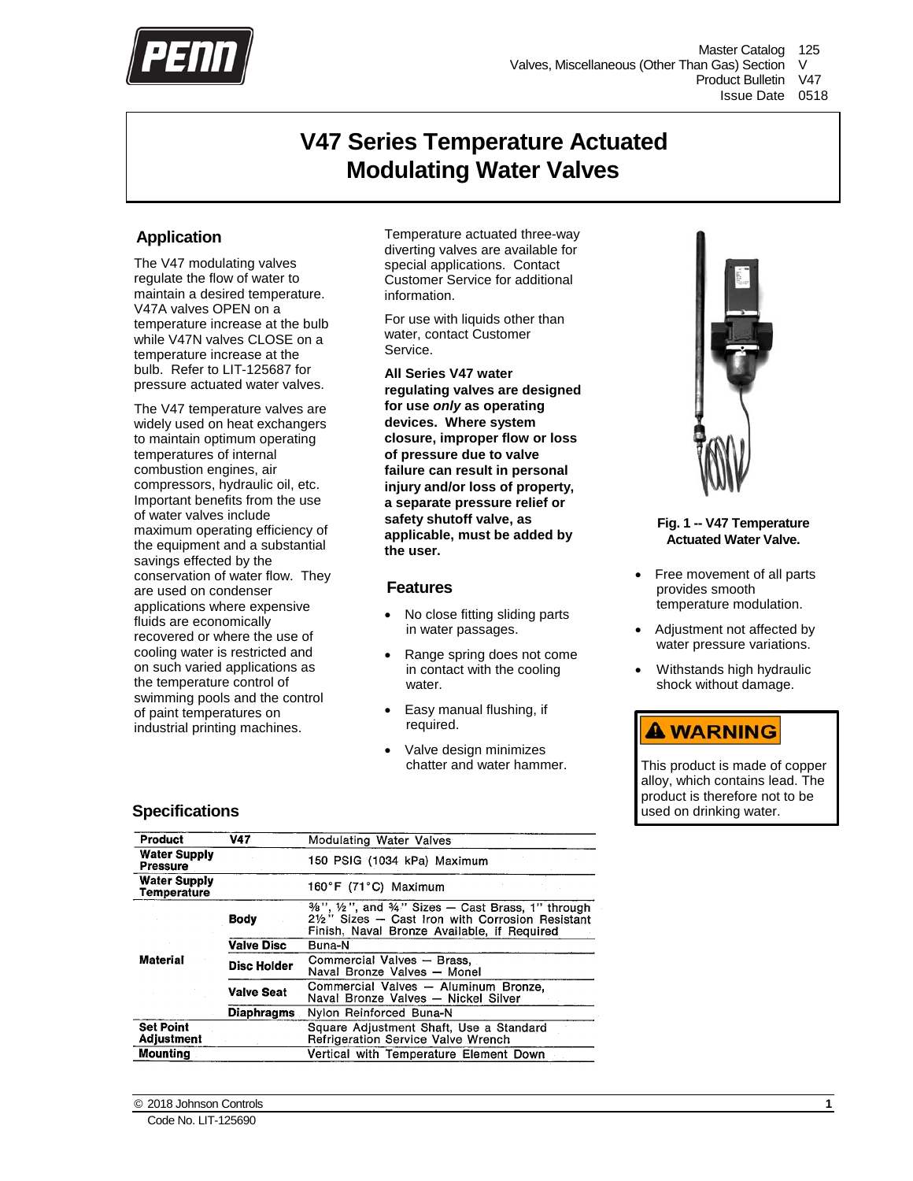# V47 Series Temperature Actuated Modulating Water Valves

## Application

The V47 modulating valves regulate the flow of water to maintain a desired temperature. V47A valves OPEN on a temperature increase at the bulb while V47N valves CLOSE on a temperature increase at the bulb. Refer to LIT-125687 for pressure actuated water valves.

The V47 temperature valves are widely used on heat exchangers to maintain optimum operating temperatures of internal combustion engines, air compressors, hydraulic oil, etc. Important benefits from the use of water valves include maximum operating efficiency of the equipment and a substantial savings effected by the conservation of water flow. They are used on condenser applications where expensive fluids are economically recovered or where the use of cooling water is restricted and on such varied applications as the temperature control of swimming pools and the control of paint temperatures on industrial printing machines.

Temperature actuated three-way diverting valves are available for special applications. Contact Customer Service for additional information.

For use with liquids other than water, contact Customer Service.

**All Series V47 water regulating valves are designed for use *only* as operating devices. Where system closure, improper flow or loss of pressure due to valve failure can result in personal injury and/or loss of property, a separate pressure relief or safety shutoff valve, as applicable, must be added by the user.**

**Fig. 1 -- V47 Temperature Actuated Water Valve.**

## Features

- No close fitting sliding parts in water passages.
- Range spring does not come in contact with the cooling water.
- Easy manual flushing, if required.
- Valve design minimizes chatter and water hammer.
- Free movement of all parts provides smooth temperature modulation.
- Adjustment not affected by water pressure variations.
- Withstands high hydraulic shock without damage.

**⚠ WARNING**

This product is made of copper alloy, which contains lead. The product is therefore not to be used on drinking water.

## Specifications

| Product | V47 | Modulating Water Valves |
|---|---|---|
| Water Supply Pressure | | 150 PSIG (1034 kPa) Maximum |
| Water Supply Temperature | | 160°F (71°C) Maximum |
| Material | Body | ⅜", ½", and ¾" Sizes — Cast Brass, 1" through 2½" Sizes — Cast Iron with Corrosion Resistant Finish, Naval Bronze Available, if Required |
| | Valve Disc | Buna-N |
| | Disc Holder | Commercial Valves — Brass, Naval Bronze Valves — Monel |
| | Valve Seat | Commercial Valves — Aluminum Bronze, Naval Bronze Valves — Nickel Silver |
| | Diaphragms | Nylon Reinforced Buna-N |
| Set Point Adjustment | | Square Adjustment Shaft, Use a Standard Refrigeration Service Valve Wrench |
| Mounting | | Vertical with Temperature Element Down |

© 2018 Johnson Controls
Code No. LIT-125690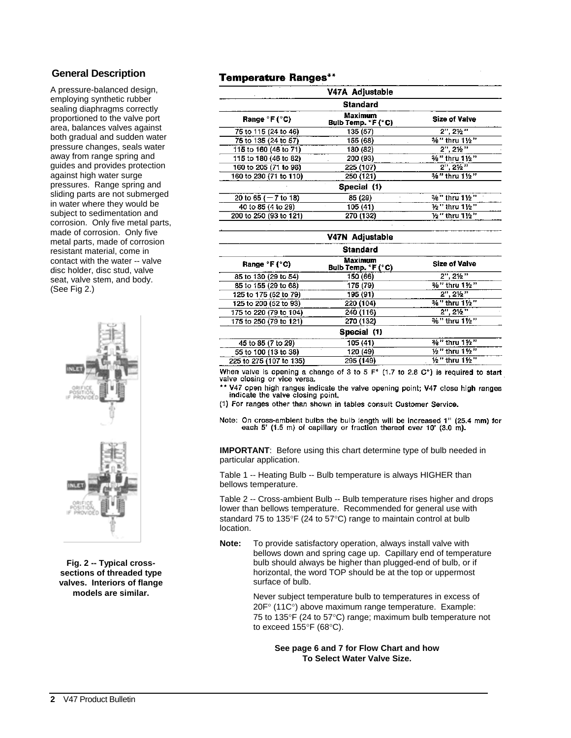## General Description

A pressure-balanced design, employing synthetic rubber sealing diaphragms correctly proportioned to the valve port area, balances valves against both gradual and sudden water pressure changes, seals water away from range spring and guides and provides protection against high water surge pressures. Range spring and sliding parts are not submerged in water where they would be subject to sedimentation and corrosion. Only five metal parts, made of corrosion. Only five metal parts, made of corrosion resistant material, come in contact with the water -- valve disc holder, disc stud, valve seat, valve stem, and body. (See Fig 2.)

Fig. 2 -- Typical cross-sections of threaded type valves. Interiors of flange models are similar.

## Temperature Ranges**

**V47A Adjustable**

| Range °F (°C) | Maximum Bulb Temp. °F (°C) | Size of Valve |
|---|---|---|
| **Standard** | | |
| 75 to 115 (24 to 46) | 135 (57) | 2", 2½" |
| 75 to 135 (24 to 57) | 155 (68) | ⅜" thru 1½" |
| 115 to 160 (46 to 71) | 180 (82) | 2", 2½" |
| 115 to 180 (46 to 82) | 200 (93) | ⅜" thru 1½" |
| 160 to 205 (71 to 96) | 225 (107) | 2", 2½" |
| 160 to 230 (71 to 110) | 250 (121) | ⅜" thru 1½" |
| **Special (1)** | | |
| 20 to 65 (−7 to 18) | 85 (29) | ⅜" thru 1½" |
| 40 to 85 (4 to 29) | 105 (41) | ½" thru 1½" |
| 200 to 250 (93 to 121) | 270 (132) | ½" thru 1½" |

**V47N Adjustable**

| Range °F (°C) | Maximum Bulb Temp. °F (°C) | Size of Valve |
|---|---|---|
| **Standard** | | |
| 85 to 130 (29 to 54) | 150 (66) | 2", 2½" |
| 85 to 155 (29 to 68) | 175 (79) | ⅜" thru 1½" |
| 125 to 175 (52 to 79) | 195 (91) | 2", 2½" |
| 125 to 200 (52 to 93) | 220 (104) | ⅜" thru 1½" |
| 175 to 220 (79 to 104) | 240 (116) | 2", 2½" |
| 175 to 250 (79 to 121) | 270 (132) | ⅜" thru 1½" |
| **Special (1)** | | |
| 45 to 85 (7 to 29) | 105 (41) | ⅜" thru 1½" |
| 55 to 100 (13 to 38) | 120 (49) | ½" thru 1½" |
| 225 to 275 (107 to 135) | 295 (149) | ½" thru 1½" |

When valve is opening a change of 3 to 5 F° (1.7 to 2.8 C°) is required to start valve closing or vice versa.

** V47 open high ranges indicate the valve opening point; V47 close high ranges indicate the valve closing point.

(1) For ranges other than shown in tables consult Customer Service.

Note: On cross-ambient bulbs the bulb length will be increased 1" (25.4 mm) for each 5' (1.5 m) of capillary or fraction thereof over 10' (3.0 m).

**IMPORTANT**: Before using this chart determine type of bulb needed in particular application.

Table 1 -- Heating Bulb -- Bulb temperature is always HIGHER than bellows temperature.

Table 2 -- Cross-ambient Bulb -- Bulb temperature rises higher and drops lower than bellows temperature. Recommended for general use with standard 75 to 135°F (24 to 57°C) range to maintain control at bulb location.

**Note:** To provide satisfactory operation, always install valve with bellows down and spring cage up. Capillary end of temperature bulb should always be higher than plugged-end of bulb, or if horizontal, the word TOP should be at the top or uppermost surface of bulb.

Never subject temperature bulb to temperatures in excess of 20F° (11C°) above maximum range temperature. Example: 75 to 135°F (24 to 57°C) range; maximum bulb temperature not to exceed 155°F (68°C).

**See page 6 and 7 for Flow Chart and how To Select Water Valve Size.**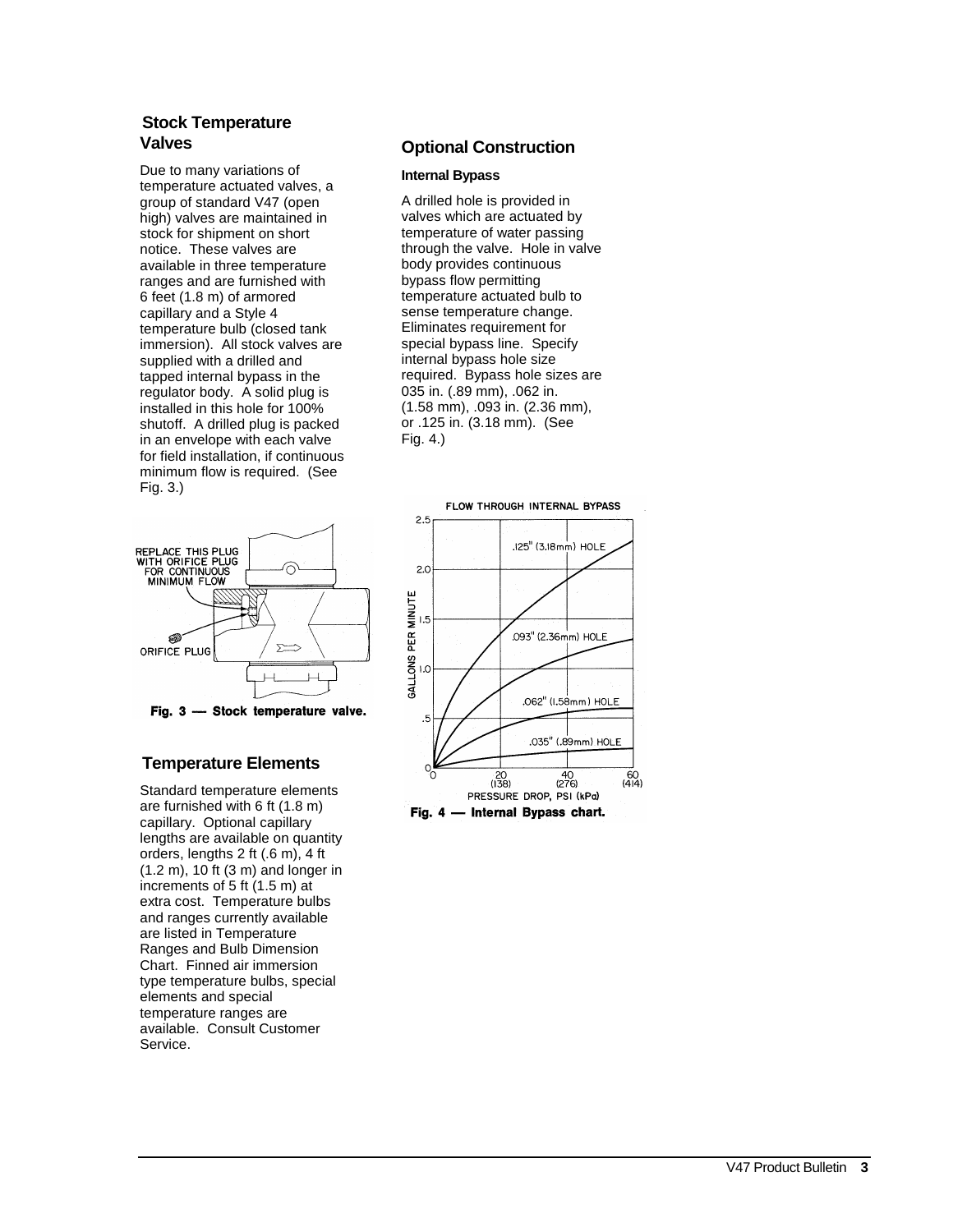## Stock Temperature Valves

Due to many variations of temperature actuated valves, a group of standard V47 (open high) valves are maintained in stock for shipment on short notice. These valves are available in three temperature ranges and are furnished with 6 feet (1.8 m) of armored capillary and a Style 4 temperature bulb (closed tank immersion). All stock valves are supplied with a drilled and tapped internal bypass in the regulator body. A solid plug is installed in this hole for 100% shutoff. A drilled plug is packed in an envelope with each valve for field installation, if continuous minimum flow is required. (See Fig. 3.)

REPLACE THIS PLUG WITH ORIFICE PLUG FOR CONTINUOUS MINIMUM FLOW

ORIFICE PLUG

**Fig. 3 — Stock temperature valve.**

## Temperature Elements

Standard temperature elements are furnished with 6 ft (1.8 m) capillary. Optional capillary lengths are available on quantity orders, lengths 2 ft (.6 m), 4 ft (1.2 m), 10 ft (3 m) and longer in increments of 5 ft (1.5 m) at extra cost. Temperature bulbs and ranges currently available are listed in Temperature Ranges and Bulb Dimension Chart. Finned air immersion type temperature bulbs, special elements and special temperature ranges are available. Consult Customer Service.

## Optional Construction

### Internal Bypass

A drilled hole is provided in valves which are actuated by temperature of water passing through the valve. Hole in valve body provides continuous bypass flow permitting temperature actuated bulb to sense temperature change. Eliminates requirement for special bypass line. Specify internal bypass hole size required. Bypass hole sizes are 035 in. (.89 mm), .062 in. (1.58 mm), .093 in. (2.36 mm), or .125 in. (3.18 mm). (See Fig. 4.)

FLOW THROUGH INTERNAL BYPASS

GALLONS PER MINUTE: 0, .5, 1.0, 1.5, 2.0, 2.5

.125" (3.18mm) HOLE

.093" (2.36mm) HOLE

.062" (1.58mm) HOLE

.035" (.89mm) HOLE

PRESSURE DROP, PSI (kPa): 0, 20 (138), 40 (276), 60 (414)

**Fig. 4 — Internal Bypass chart.**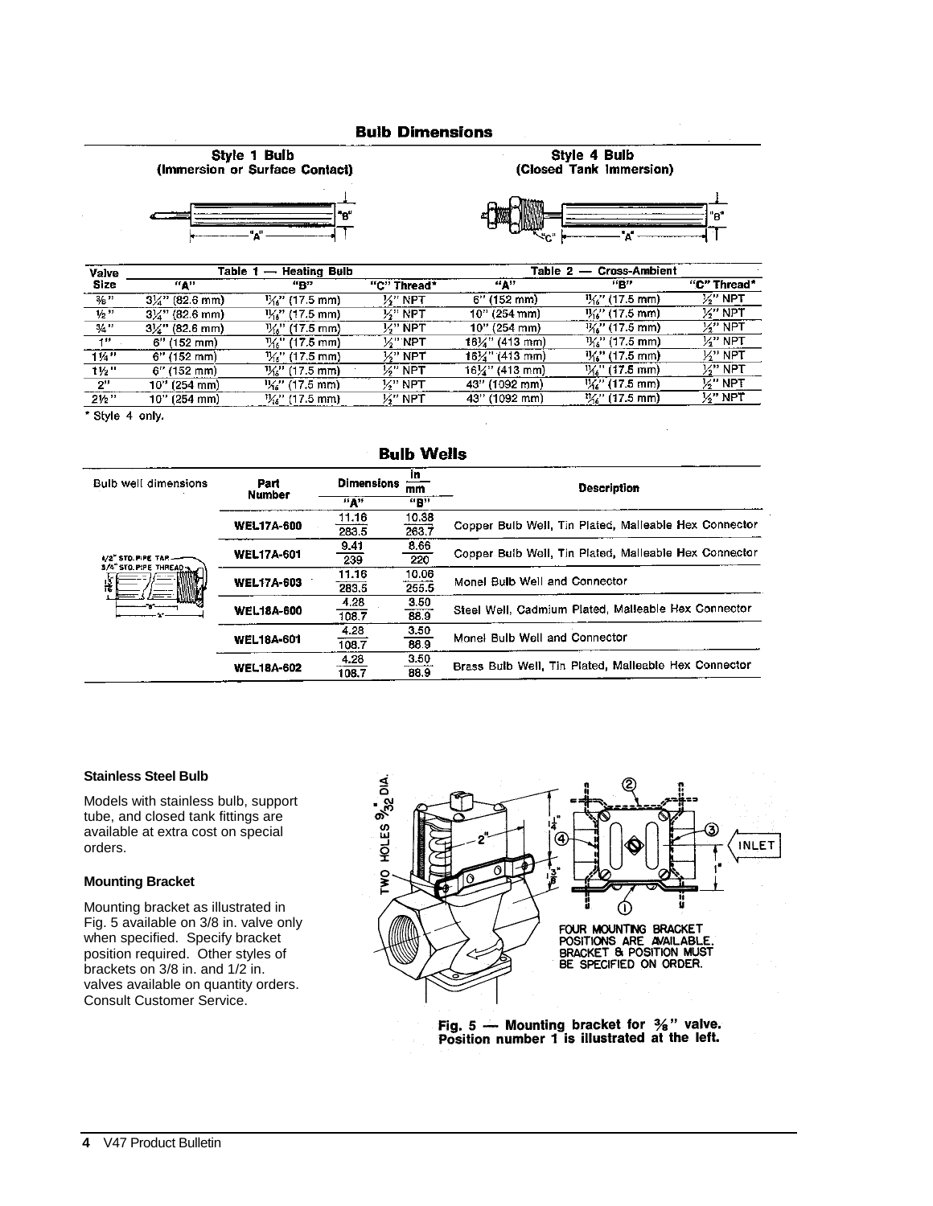## Bulb Dimensions

**Style 1 Bulb (Immersion or Surface Contact)**

**Style 4 Bulb (Closed Tank Immersion)**

| Valve Size | Table 1 — Heating Bulb | | | Table 2 — Cross-Ambient | | |
|---|---|---|---|---|---|---|
| | "A" | "B" | "C" Thread* | "A" | "B" | "C" Thread* |
| 3/8" | 3¼" (82.6 mm) | 11/16" (17.5 mm) | ½" NPT | 6" (152 mm) | 11/16" (17.5 mm) | ½" NPT |
| ½" | 3¼" (82.6 mm) | 11/16" (17.5 mm) | ½" NPT | 10" (254 mm) | 11/16" (17.5 mm) | ½" NPT |
| ¾" | 3¼" (82.6 mm) | 11/16" (17.5 mm) | ½" NPT | 10" (254 mm) | 11/16" (17.5 mm) | ½" NPT |
| 1" | 6" (152 mm) | 11/16" (17.5 mm) | ½" NPT | 16¼" (413 mm) | 11/16" (17.5 mm) | ½" NPT |
| 1¼" | 6" (152 mm) | 11/16" (17.5 mm) | ½" NPT | 16¼" (413 mm) | 11/16" (17.5 mm) | ½" NPT |
| 1½" | 6" (152 mm) | 11/16" (17.5 mm) | ½" NPT | 16¼" (413 mm) | 11/16" (17.5 mm) | ½" NPT |
| 2" | 10" (254 mm) | 11/16" (17.5 mm) | ½" NPT | 43" (1092 mm) | 11/16" (17.5 mm) | ½" NPT |
| 2½" | 10" (254 mm) | 11/16" (17.5 mm) | ½" NPT | 43" (1092 mm) | 11/16" (17.5 mm) | ½" NPT |

\* Style 4 only.

## Bulb Wells

| Bulb well dimensions | Part Number | Dimensions in/mm "A" | Dimensions in/mm "B" | Description |
|---|---|---|---|---|
| | WEL17A-600 | 11.16 / 283.5 | 10.38 / 263.7 | Copper Bulb Well, Tin Plated, Malleable Hex Connector |
| | WEL17A-601 | 9.41 / 239 | 8.66 / 220 | Copper Bulb Well, Tin Plated, Malleable Hex Connector |
| | WEL17A-603 | 11.16 / 283.5 | 10.06 / 255.5 | Monel Bulb Well and Connector |
| | WEL18A-600 | 4.28 / 108.7 | 3.50 / 88.9 | Steel Well, Cadmium Plated, Malleable Hex Connector |
| | WEL18A-601 | 4.28 / 108.7 | 3.50 / 88.9 | Monel Bulb Well and Connector |
| | WEL18A-602 | 4.28 / 108.7 | 3.50 / 88.9 | Brass Bulb Well, Tin Plated, Malleable Hex Connector |

### Stainless Steel Bulb

Models with stainless bulb, support tube, and closed tank fittings are available at extra cost on special orders.

### Mounting Bracket

Mounting bracket as illustrated in Fig. 5 available on 3/8 in. valve only when specified. Specify bracket position required. Other styles of brackets on 3/8 in. and 1/2 in. valves available on quantity orders. Consult Customer Service.

FOUR MOUNTING BRACKET POSITIONS ARE AVAILABLE. BRACKET & POSITION MUST BE SPECIFIED ON ORDER.

**Fig. 5 — Mounting bracket for 3/8" valve. Position number 1 is illustrated at the left.**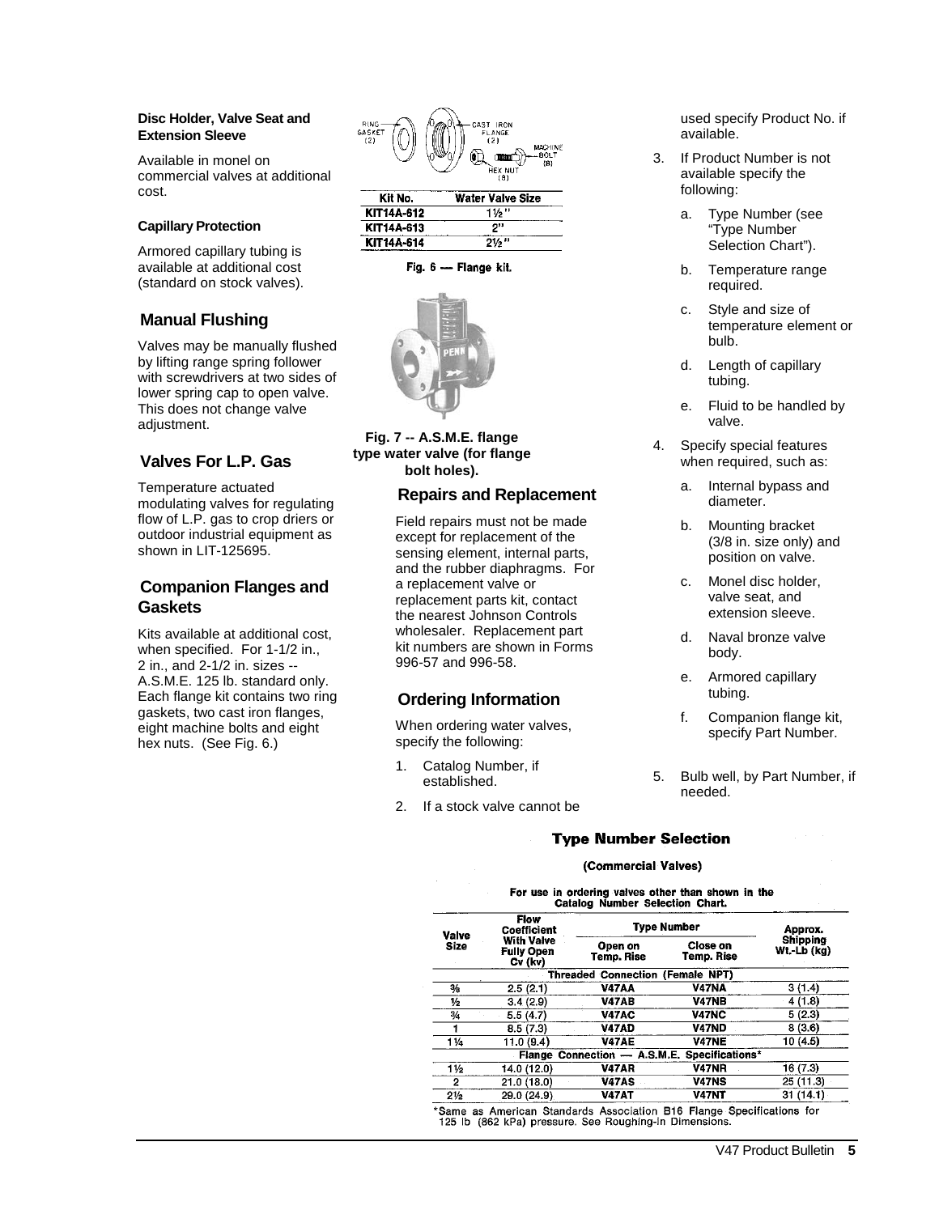#### Disc Holder, Valve Seat and Extension Sleeve

Available in monel on commercial valves at additional cost.

#### Capillary Protection

Armored capillary tubing is available at additional cost (standard on stock valves).

### Manual Flushing

Valves may be manually flushed by lifting range spring follower with screwdrivers at two sides of lower spring cap to open valve. This does not change valve adjustment.

### Valves For L.P. Gas

Temperature actuated modulating valves for regulating flow of L.P. gas to crop driers or outdoor industrial equipment as shown in LIT-125695.

### Companion Flanges and Gaskets

Kits available at additional cost, when specified. For 1-1/2 in., 2 in., and 2-1/2 in. sizes -- A.S.M.E. 125 lb. standard only. Each flange kit contains two ring gaskets, two cast iron flanges, eight machine bolts and eight hex nuts. (See Fig. 6.)

| Kit No. | Water Valve Size |
|---|---|
| KIT14A-612 | 1½" |
| KIT14A-613 | 2" |
| KIT14A-614 | 2½" |

Fig. 6 — Flange kit.

Fig. 7 -- A.S.M.E. flange type water valve (for flange bolt holes).

### Repairs and Replacement

Field repairs must not be made except for replacement of the sensing element, internal parts, and the rubber diaphragms. For a replacement valve or replacement parts kit, contact the nearest Johnson Controls wholesaler. Replacement part kit numbers are shown in Forms 996-57 and 996-58.

### Ordering Information

When ordering water valves, specify the following:

1. Catalog Number, if established.
2. If a stock valve cannot be used specify Product No. if available.
3. If Product Number is not available specify the following:
   a. Type Number (see "Type Number Selection Chart").
   b. Temperature range required.
   c. Style and size of temperature element or bulb.
   d. Length of capillary tubing.
   e. Fluid to be handled by valve.
4. Specify special features when required, such as:
   a. Internal bypass and diameter.
   b. Mounting bracket (3/8 in. size only) and position on valve.
   c. Monel disc holder, valve seat, and extension sleeve.
   d. Naval bronze valve body.
   e. Armored capillary tubing.
   f. Companion flange kit, specify Part Number.
5. Bulb well, by Part Number, if needed.

### Type Number Selection

**(Commercial Valves)**

For use in ordering valves other than shown in the Catalog Number Selection Chart.

| Valve Size | Flow Coefficient With Valve Fully Open Cv (kv) | Type Number | | Approx. Shipping Wt.-Lb (kg) |
|---|---|---|---|---|
| | | Open on Temp. Rise | Close on Temp. Rise | |
| **Threaded Connection (Female NPT)** | | | | |
| ⅜ | 2.5 (2.1) | V47AA | V47NA | 3 (1.4) |
| ½ | 3.4 (2.9) | V47AB | V47NB | 4 (1.8) |
| ¾ | 5.5 (4.7) | V47AC | V47NC | 5 (2.3) |
| 1 | 8.5 (7.3) | V47AD | V47ND | 8 (3.6) |
| 1¼ | 11.0 (9.4) | V47AE | V47NE | 10 (4.5) |
| **Flange Connection — A.S.M.E. Specifications*** | | | | |
| 1½ | 14.0 (12.0) | V47AR | V47NR | 16 (7.3) |
| 2 | 21.0 (18.0) | V47AS | V47NS | 25 (11.3) |
| 2½ | 29.0 (24.9) | V47AT | V47NT | 31 (14.1) |

*Same as American Standards Association B16 Flange Specifications for 125 lb (862 kPa) pressure. See Roughing-in Dimensions.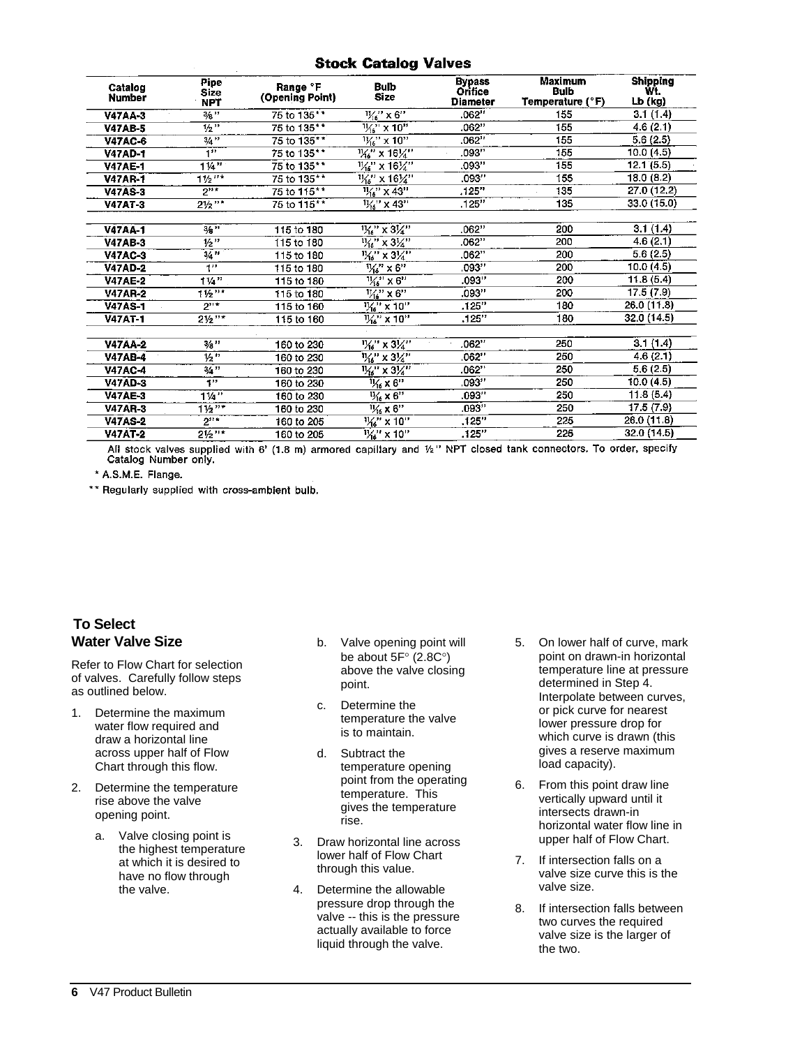## Stock Catalog Valves

| Catalog Number | Pipe Size NPT | Range °F (Opening Point) | Bulb Size | Bypass Orifice Diameter | Maximum Bulb Temperature (°F) | Shipping Wt. Lb (kg) |
|---|---|---|---|---|---|---|
| V47AA-3 | 3/8" | 75 to 135** | 11/16" x 6" | .062" | 155 | 3.1 (1.4) |
| V47AB-5 | 1/2" | 75 to 135** | 11/16" x 10" | .062" | 155 | 4.6 (2.1) |
| V47AC-6 | 3/4" | 75 to 135** | 11/16" x 10" | .062" | 155 | 5.6 (2.5) |
| V47AD-1 | 1" | 75 to 135** | 11/16" x 16¼" | .093" | 155 | 10.0 (4.5) |
| V47AE-1 | 1¼" | 75 to 135** | 11/16" x 16¼" | .093" | 155 | 12.1 (5.5) |
| V47AR-1 | 1½"* | 75 to 135** | 11/16" x 16¼" | .093" | 155 | 18.0 (8.2) |
| V47AS-3 | 2"* | 75 to 115** | 11/16" x 43" | .125" | 135 | 27.0 (12.2) |
| V47AT-3 | 2½"* | 75 to 115** | 11/16" x 43" | .125" | 135 | 33.0 (15.0) |
| | | | | | | |
| V47AA-1 | 3/8" | 115 to 180 | 11/16" x 3¼" | .062" | 200 | 3.1 (1.4) |
| V47AB-3 | 1/2" | 115 to 180 | 11/16" x 3¼" | .062" | 200 | 4.6 (2.1) |
| V47AC-3 | 3/4" | 115 to 180 | 11/16" x 3¼" | .062" | 200 | 5.6 (2.5) |
| V47AD-2 | 1" | 115 to 180 | 11/16" x 6" | .093" | 200 | 10.0 (4.5) |
| V47AE-2 | 1¼" | 115 to 180 | 11/16" x 6" | .093" | 200 | 11.8 (5.4) |
| V47AR-2 | 1½"* | 115 to 180 | 11/16" x 6" | .093" | 200 | 17.5 (7.9) |
| V47AS-1 | 2"* | 115 to 160 | 11/16" x 10" | .125" | 180 | 26.0 (11.8) |
| V47AT-1 | 2½"* | 115 to 160 | 11/16" x 10" | .125" | 180 | 32.0 (14.5) |
| | | | | | | |
| V47AA-2 | 3/8" | 160 to 230 | 11/16" x 3¼" | .062" | 250 | 3.1 (1.4) |
| V47AB-4 | 1/2" | 160 to 230 | 11/16" x 3¼" | .062" | 250 | 4.6 (2.1) |
| V47AC-4 | 3/4" | 160 to 230 | 11/16" x 3¼" | .062" | 250 | 5.6 (2.5) |
| V47AD-3 | 1" | 160 to 230 | 11/16 x 6" | .093" | 250 | 10.0 (4.5) |
| V47AE-3 | 1¼" | 160 to 230 | 11/16 x 6" | .093" | 250 | 11.8 (5.4) |
| V47AR-3 | 1½"* | 160 to 230 | 11/16 x 6" | .093" | 250 | 17.5 (7.9) |
| V47AS-2 | 2"* | 160 to 205 | 11/16" x 10" | .125" | 225 | 26.0 (11.8) |
| V47AT-2 | 2½"* | 160 to 205 | 11/16" x 10" | .125" | 225 | 32.0 (14.5) |

All stock valves supplied with 6' (1.8 m) armored capillary and ½" NPT closed tank connectors. To order, specify Catalog Number only.

* A.S.M.E. Flange.

** Regularly supplied with cross-ambient bulb.

## To Select Water Valve Size

Refer to Flow Chart for selection of valves. Carefully follow steps as outlined below.

1. Determine the maximum water flow required and draw a horizontal line across upper half of Flow Chart through this flow.
2. Determine the temperature rise above the valve opening point.
   a. Valve closing point is the highest temperature at which it is desired to have no flow through the valve.
   b. Valve opening point will be about 5F° (2.8C°) above the valve closing point.
   c. Determine the temperature the valve is to maintain.
   d. Subtract the temperature opening point from the operating temperature. This gives the temperature rise.
3. Draw horizontal line across lower half of Flow Chart through this value.
4. Determine the allowable pressure drop through the valve -- this is the pressure actually available to force liquid through the valve.
5. On lower half of curve, mark point on drawn-in horizontal temperature line at pressure determined in Step 4. Interpolate between curves, or pick curve for nearest lower pressure drop for which curve is drawn (this gives a reserve maximum load capacity).
6. From this point draw line vertically upward until it intersects drawn-in horizontal water flow line in upper half of Flow Chart.
7. If intersection falls on a valve size curve this is the valve size.
8. If intersection falls between two curves the required valve size is the larger of the two.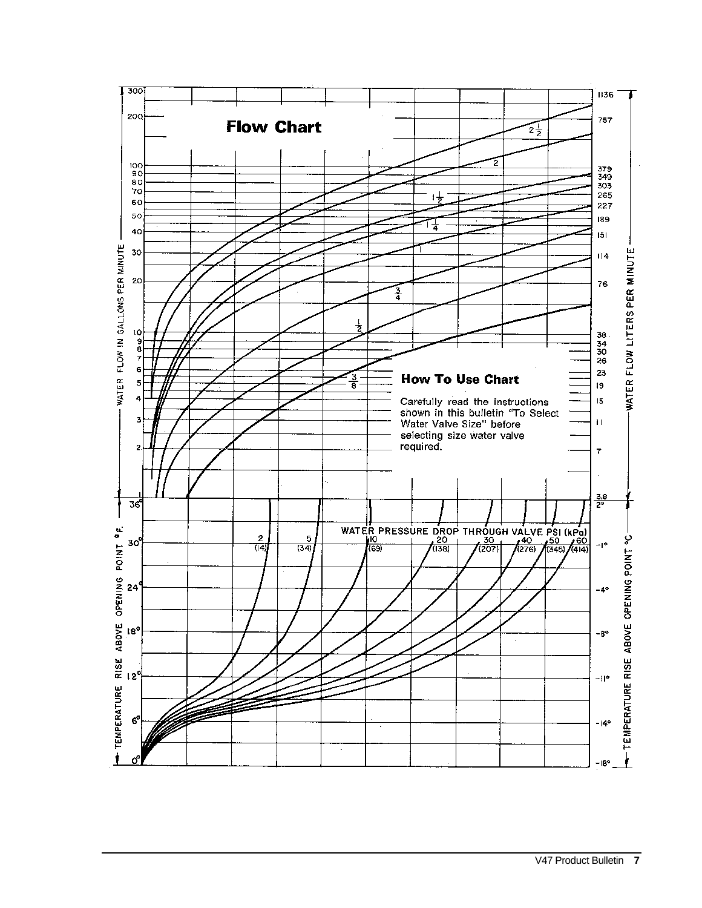# Flow Chart

## How To Use Chart

Carefully read the instructions shown in this bulletin "To Select Water Valve Size" before selecting size water valve required.

WATER FLOW IN GALLONS PER MINUTE

WATER FLOW LITERS PER MINUTE

TEMPERATURE RISE ABOVE OPENING POINT °F.

TEMPERATURE RISE ABOVE OPENING POINT °C

WATER PRESSURE DROP THROUGH VALVE PSI (kPa)

2 (14), 5 (34), 10 (69), 20 (138), 30 (207), 40 (276), 50 (345), 60 (414)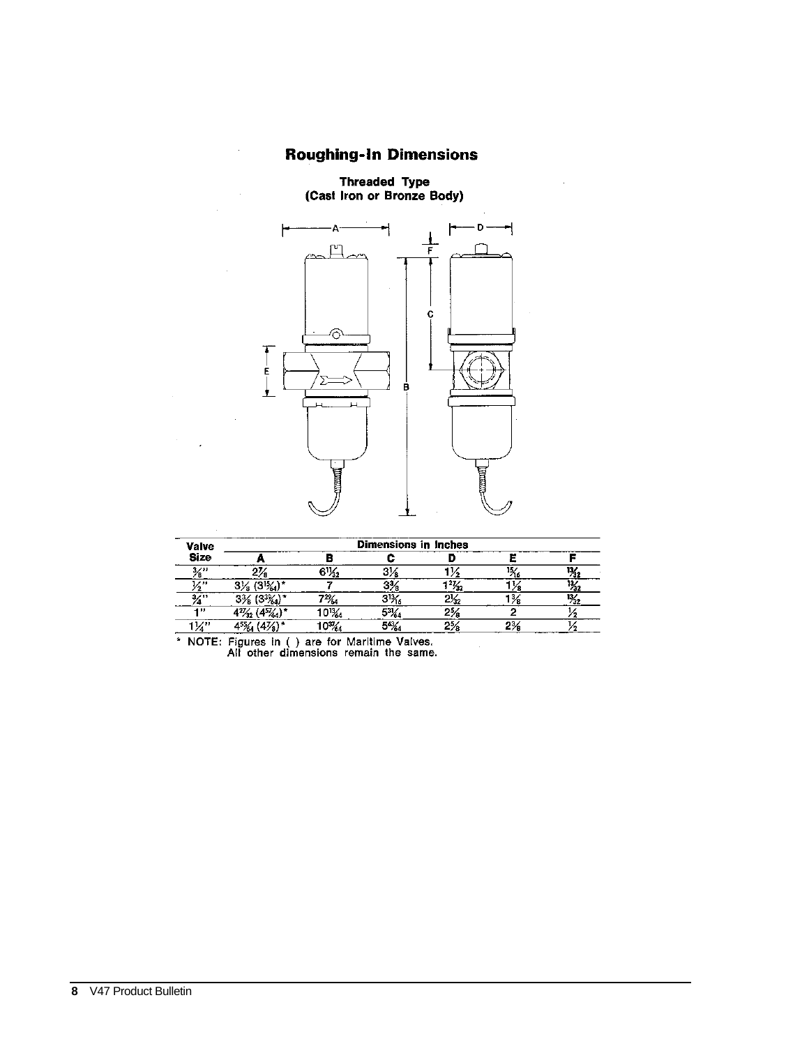## Roughing-In Dimensions

**Threaded Type**
**(Cast Iron or Bronze Body)**

| Valve Size | Dimensions in Inches | | | | | |
|---|---|---|---|---|---|---|
| | A | B | C | D | E | F |
| 3/8" | 2 7/8 | 6 11/32 | 3 1/8 | 1 1/2 | 15/16 | 13/32 |
| 1/2" | 3 1/8 (3 15/64)* | 7 | 3 3/8 | 1 27/32 | 1 1/8 | 13/32 |
| 3/4" | 3 5/8 (3 33/64)* | 7 29/64 | 3 13/16 | 2 1/32 | 1 3/8 | 13/32 |
| 1" | 4 27/32 (4 57/64)* | 10 13/64 | 5 31/64 | 2 5/8 | 2 | 1/2 |
| 1 1/4" | 4 55/64 (4 7/8)* | 10 37/64 | 5 43/64 | 2 5/8 | 2 3/8 | 1/2 |

\* NOTE: Figures in ( ) are for Maritime Valves.
All other dimensions remain the same.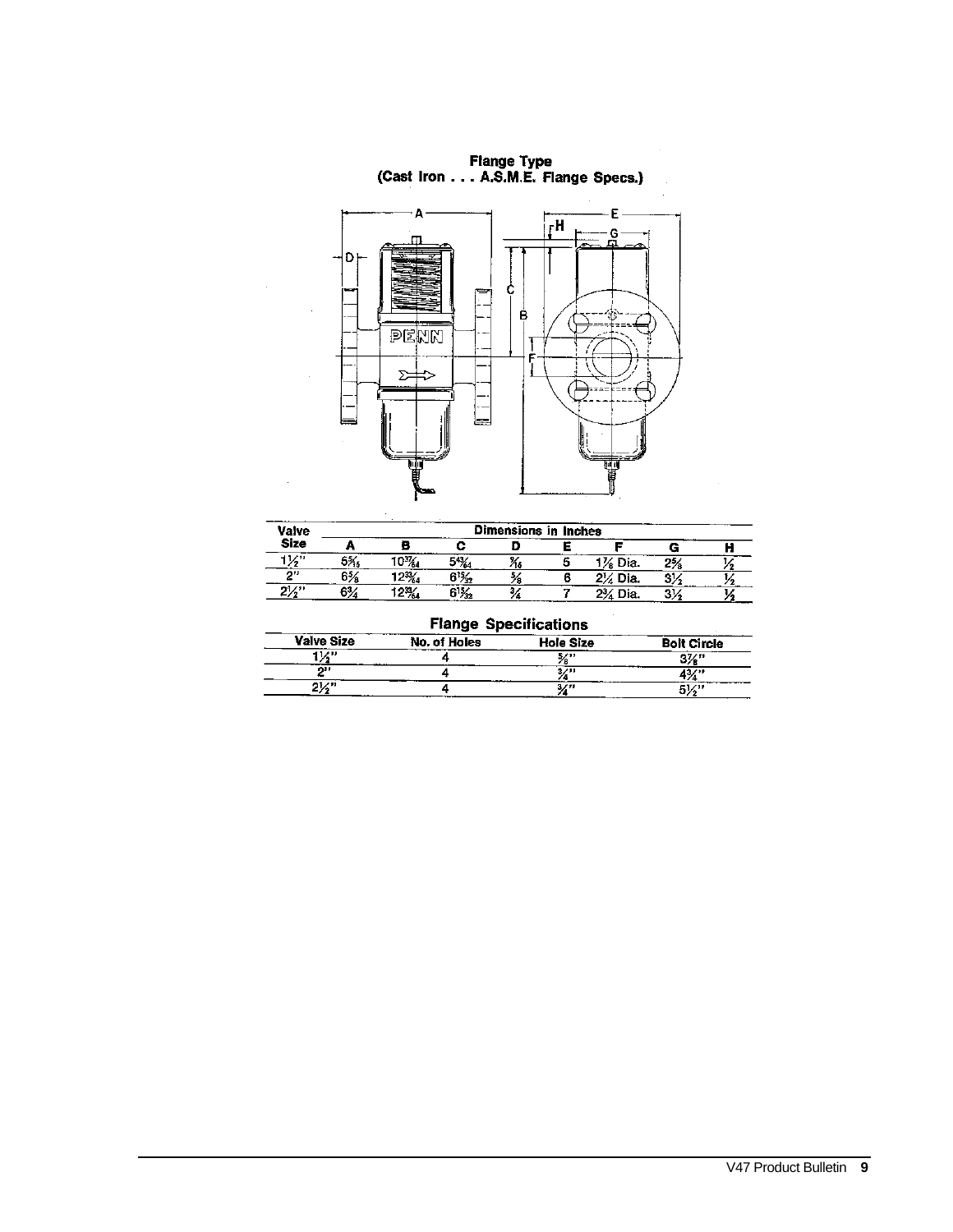## Flange Type
## (Cast Iron . . . A.S.M.E. Flange Specs.)

| Valve Size | Dimensions in Inches | | | | | | | |
|---|---|---|---|---|---|---|---|---|
| | A | B | C | D | E | F | G | H |
| 1½" | 5⁵⁄₁₆ | 10³⁷⁄₆₄ | 5⁴³⁄₆₄ | ⁹⁄₁₆ | 5 | 1⅞ Dia. | 2⅝ | ½ |
| 2" | 6⅝ | 12³³⁄₆₄ | 6¹⁵⁄₃₂ | ⅝ | 6 | 2¼ Dia. | 3½ | ½ |
| 2½" | 6¾ | 12³³⁄₆₄ | 6¹⁵⁄₃₂ | ¾ | 7 | 2¾ Dia. | 3½ | ½ |

### Flange Specifications

| Valve Size | No. of Holes | Hole Size | Bolt Circle |
|---|---|---|---|
| 1½" | 4 | ⅝" | 3⅞" |
| 2" | 4 | ¾" | 4¾" |
| 2½" | 4 | ¾" | 5½" |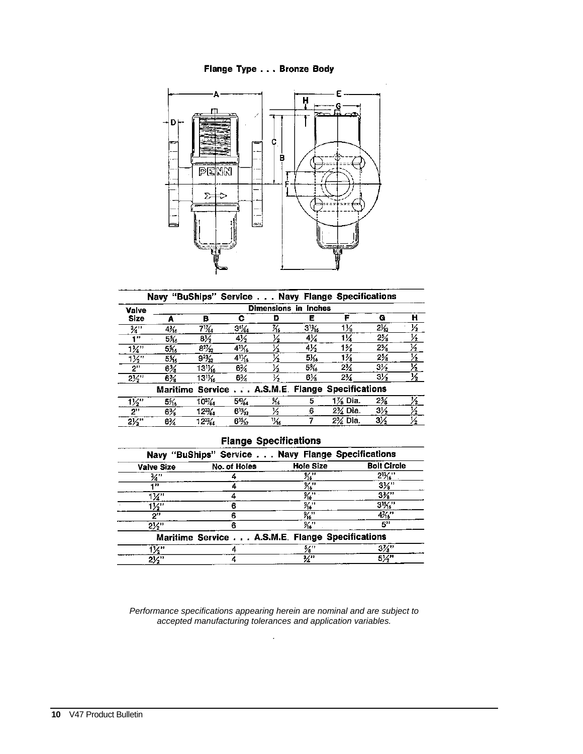**Flange Type . . . Bronze Body**

| Valve Size | Dimensions in Inches | | | | | | | |
|---|---|---|---|---|---|---|---|---|
| | A | B | C | D | E | F | G | H |
| **Navy "BuShips" Service . . . Navy Flange Specifications** | | | | | | | | |
| 3/4" | 4 3/16 | 7 17/64 | 3 61/64 | 7/16 | 3 13/16 | 1 1/8 | 2 1/32 | 1/2 |
| 1" | 5 5/16 | 8 1/2 | 4 1/2 | 1/2 | 4 1/4 | 1 1/4 | 2 5/8 | 1/2 |
| 1 1/4" | 5 5/16 | 8 27/32 | 4 11/16 | 1/2 | 4 1/2 | 1 5/8 | 2 5/8 | 1/2 |
| 1 1/2" | 5 5/16 | 9 23/32 | 4 11/16 | 1/2 | 5 1/16 | 1 7/8 | 2 5/8 | 1/2 |
| 2" | 6 3/8 | 13 11/16 | 6 3/4 | 1/2 | 5 9/16 | 2 3/4 | 3 1/2 | 1/2 |
| 2 1/2" | 6 3/8 | 13 11/16 | 6 3/4 | 1/2 | 6 1/8 | 2 3/4 | 3 1/2 | 1/2 |
| **Maritime Service . . . A.S.M.E. Flange Specifications** | | | | | | | | |
| 1 1/2" | 5 5/16 | 10 3/64 | 5 43/64 | 5/16 | 5 | 1 7/8 Dia. | 2 5/8 | 1/2 |
| 2" | 6 3/8 | 12 23/64 | 6 15/32 | 1/2 | 6 | 2 3/4 Dia. | 3 1/2 | 1/2 |
| 2 1/2" | 6 3/4 | 12 23/64 | 6 15/32 | 11/16 | 7 | 2 3/4 Dia. | 3 1/2 | 1/2 |

**Flange Specifications**

| Valve Size | No. of Holes | Hole Size | Bolt Circle |
|---|---|---|---|
| **Navy "BuShips" Service . . . Navy Flange Specifications** | | | |
| 3/4" | 4 | 9/16" | 2 11/16" |
| 1" | 4 | 9/16" | 3 1/8" |
| 1 1/4" | 4 | 9/16" | 3 3/8" |
| 1 1/2" | 6 | 9/16" | 3 15/16" |
| 2" | 6 | 9/16" | 4 7/16" |
| 2 1/2" | 6 | 9/16" | 5" |
| **Maritime Service . . . A.S.M.E. Flange Specifications** | | | |
| 1 1/2" | 4 | 5/8" | 3 7/8" |
| 2 1/2" | 4 | 3/4" | 5 1/2" |

*Performance specifications appearing herein are nominal and are subject to accepted manufacturing tolerances and application variables.*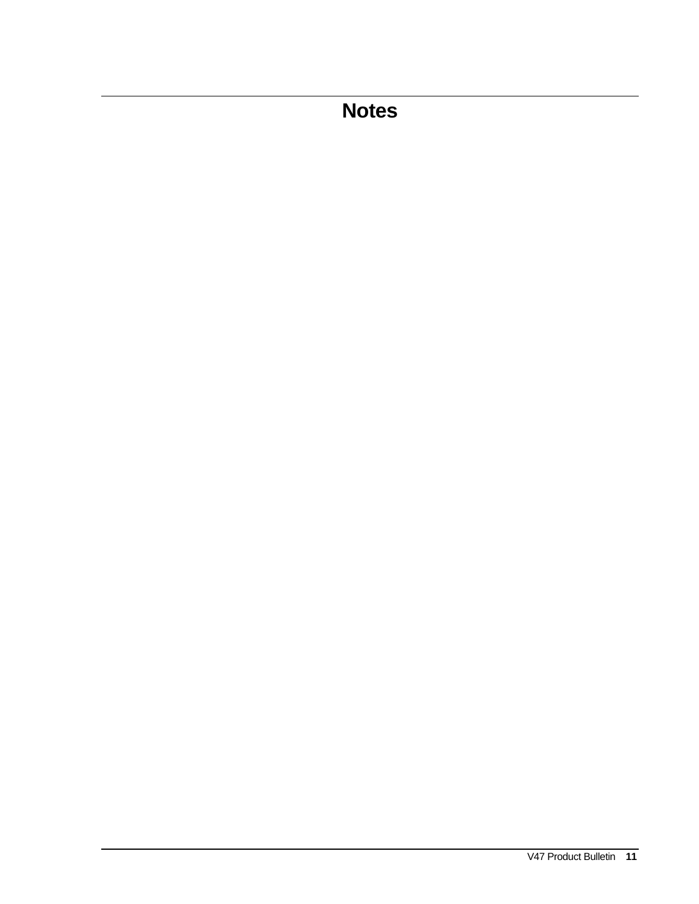# Notes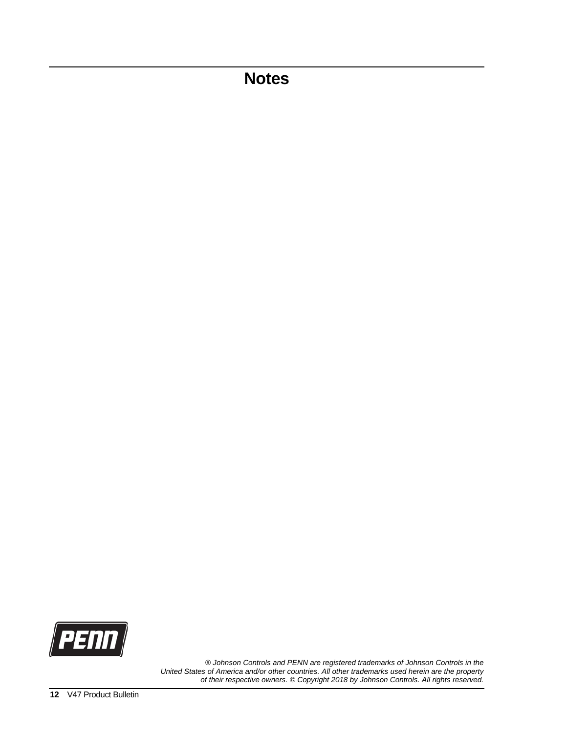# Notes

PENN

*® Johnson Controls and PENN are registered trademarks of Johnson Controls in the United States of America and/or other countries. All other trademarks used herein are the property of their respective owners. © Copyright 2018 by Johnson Controls. All rights reserved.*